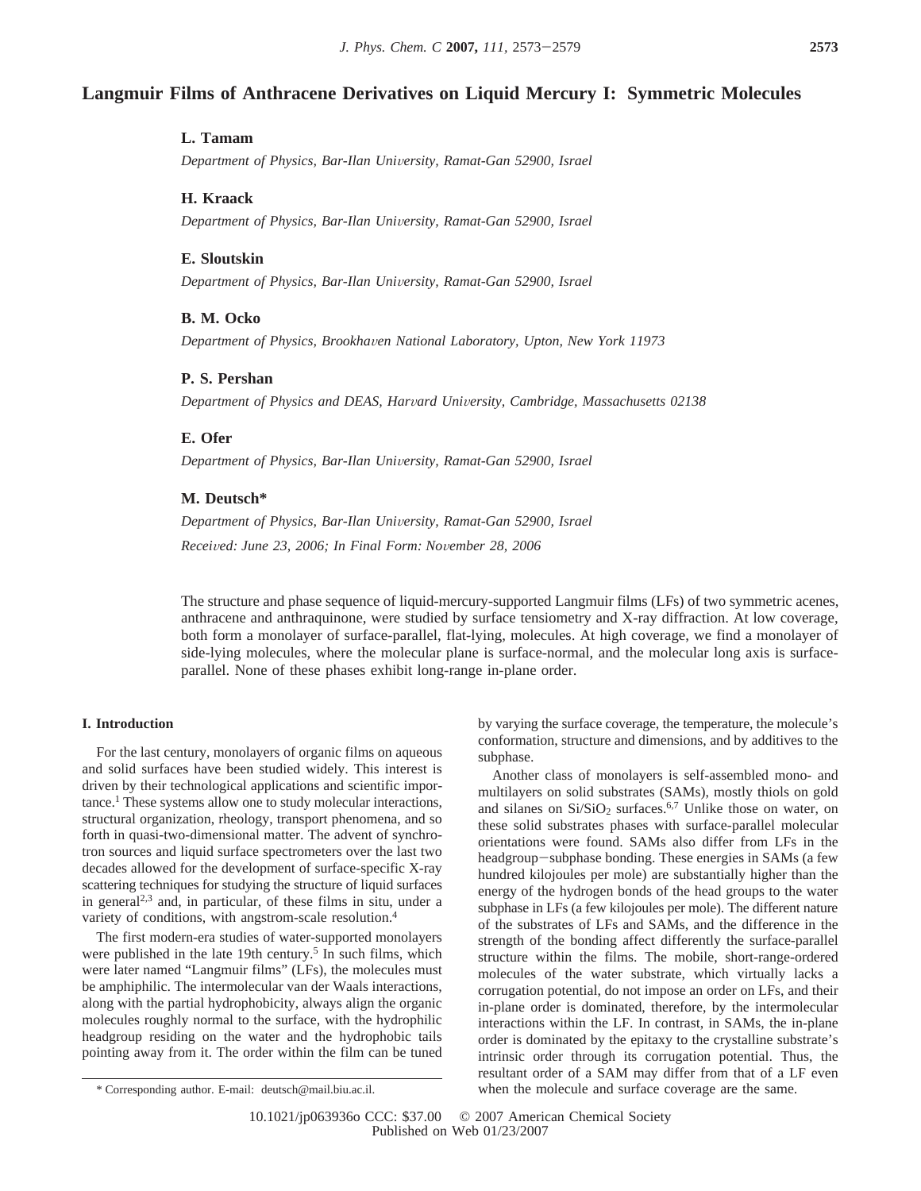# Langmuir Films of Anthracene Derivatives on Liquid Mercury I: Symmetric Molecules

**L. Tamam**

*Department of Physics, Bar-Ilan University, Ramat-Gan 52900, Israel*

**H. Kraack**

*Department of Physics, Bar-Ilan University, Ramat-Gan 52900, Israel*

**E. Sloutskin**

*Department of Physics, Bar-Ilan University, Ramat-Gan 52900, Israel*

**B. M. Ocko**

*Department of Physics, Brookhaven National Laboratory, Upton, New York 11973*

**P. S. Pershan**

*Department of Physics and DEAS, Harvard University, Cambridge, Massachusetts 02138*

**E. Ofer**

*Department of Physics, Bar-Ilan University, Ramat-Gan 52900, Israel*

**M. Deutsch***

*Department of Physics, Bar-Ilan University, Ramat-Gan 52900, Israel*

*Received: June 23, 2006; In Final Form: November 28, 2006*

The structure and phase sequence of liquid-mercury-supported Langmuir films (LFs) of two symmetric acenes, anthracene and anthraquinone, were studied by surface tensiometry and X-ray diffraction. At low coverage, both form a monolayer of surface-parallel, flat-lying, molecules. At high coverage, we find a monolayer of side-lying molecules, where the molecular plane is surface-normal, and the molecular long axis is surface-parallel. None of these phases exhibit long-range in-plane order.

## I. Introduction

For the last century, monolayers of organic films on aqueous and solid surfaces have been studied widely. This interest is driven by their technological applications and scientific importance.[1] These systems allow one to study molecular interactions, structural organization, rheology, transport phenomena, and so forth in quasi-two-dimensional matter. The advent of synchrotron sources and liquid surface spectrometers over the last two decades allowed for the development of surface-specific X-ray scattering techniques for studying the structure of liquid surfaces in general[2,3] and, in particular, of these films in situ, under a variety of conditions, with angstrom-scale resolution.[4]

The first modern-era studies of water-supported monolayers were published in the late 19th century.[5] In such films, which were later named "Langmuir films" (LFs), the molecules must be amphiphilic. The intermolecular van der Waals interactions, along with the partial hydrophobicity, always align the organic molecules roughly normal to the surface, with the hydrophilic headgroup residing on the water and the hydrophobic tails pointing away from it. The order within the film can be tuned by varying the surface coverage, the temperature, the molecule's conformation, structure and dimensions, and by additives to the subphase.

Another class of monolayers is self-assembled mono- and multilayers on solid substrates (SAMs), mostly thiols on gold and silanes on $Si/SiO_2$ surfaces.[6,7] Unlike those on water, on these solid substrates phases with surface-parallel molecular orientations were found. SAMs also differ from LFs in the headgroup−subphase bonding. These energies in SAMs (a few hundred kilojoules per mole) are substantially higher than the energy of the hydrogen bonds of the head groups to the water subphase in LFs (a few kilojoules per mole). The different nature of the substrates of LFs and SAMs, and the difference in the strength of the bonding affect differently the surface-parallel structure within the films. The mobile, short-range-ordered molecules of the water substrate, which virtually lacks a corrugation potential, do not impose an order on LFs, and their in-plane order is dominated, therefore, by the intermolecular interactions within the LF. In contrast, in SAMs, the in-plane order is dominated by the epitaxy to the crystalline substrate's intrinsic order through its corrugation potential. Thus, the resultant order of a SAM may differ from that of a LF even when the molecule and surface coverage are the same.

\* Corresponding author. E-mail: deutsch@mail.biu.ac.il.

10.1021/jp063936o CCC: $37.00 © 2007 American Chemical Society
Published on Web 01/23/2007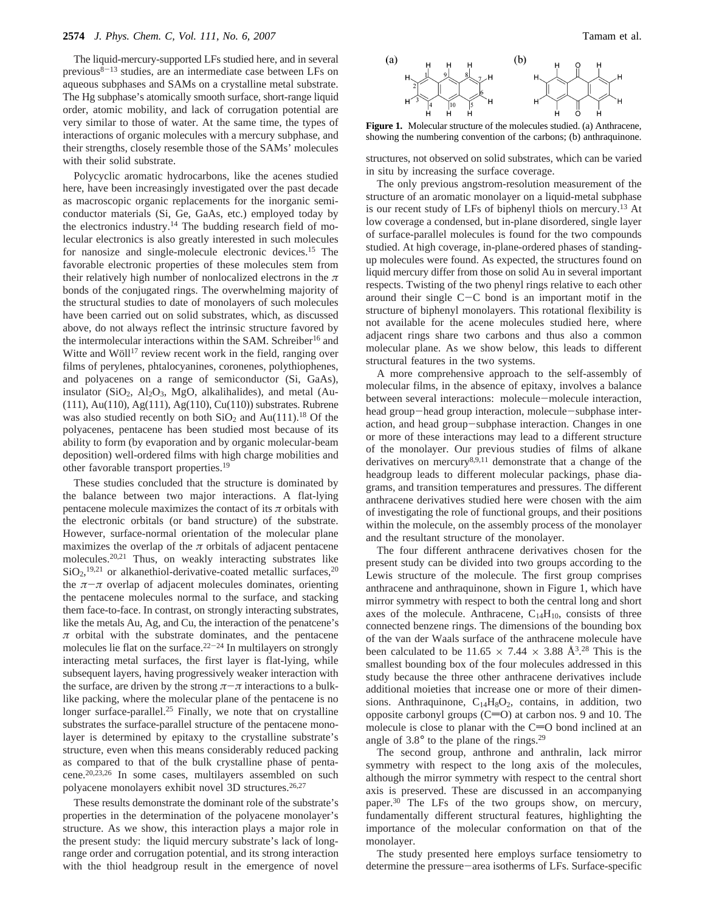The liquid-mercury-supported LFs studied here, and in several previous[8−13] studies, are an intermediate case between LFs on aqueous subphases and SAMs on a crystalline metal substrate. The Hg subphase's atomically smooth surface, short-range liquid order, atomic mobility, and lack of corrugation potential are very similar to those of water. At the same time, the types of interactions of organic molecules with a mercury subphase, and their strengths, closely resemble those of the SAMs' molecules with their solid substrate.

Polycyclic aromatic hydrocarbons, like the acenes studied here, have been increasingly investigated over the past decade as macroscopic organic replacements for the inorganic semiconductor materials (Si, Ge, GaAs, etc.) employed today by the electronics industry.[14] The budding research field of molecular electronics is also greatly interested in such molecules for nanosize and single-molecule electronic devices.[15] The favorable electronic properties of these molecules stem from their relatively high number of nonlocalized electrons in the $\pi$ bonds of the conjugated rings. The overwhelming majority of the structural studies to date of monolayers of such molecules have been carried out on solid substrates, which, as discussed above, do not always reflect the intrinsic structure favored by the intermolecular interactions within the SAM. Schreiber[16] and Witte and Wöll[17] review recent work in the field, ranging over films of perylenes, phtalocyanines, coronenes, polythiophenes, and polyacenes on a range of semiconductor (Si, GaAs), insulator ($SiO_2$, $Al_2O_3$, MgO, alkalihalides), and metal (Au(111), Au(110), Ag(111), Ag(110), Cu(110)) substrates. Rubrene was also studied recently on both $SiO_2$ and Au(111).[18] Of the polyacenes, pentacene has been studied most because of its ability to form (by evaporation and by organic molecular-beam deposition) well-ordered films with high charge mobilities and other favorable transport properties.[19]

These studies concluded that the structure is dominated by the balance between two major interactions. A flat-lying pentacene molecule maximizes the contact of its $\pi$ orbitals with the electronic orbitals (or band structure) of the substrate. However, surface-normal orientation of the molecular plane maximizes the overlap of the $\pi$ orbitals of adjacent pentacene molecules.[20,21] Thus, on weakly interacting substrates like $SiO_2$,[19,21] or alkanethiol-derivative-coated metallic surfaces,[20] the $\pi-\pi$ overlap of adjacent molecules dominates, orienting the pentacene molecules normal to the surface, and stacking them face-to-face. In contrast, on strongly interacting substrates, like the metals Au, Ag, and Cu, the interaction of the penatcene's $\pi$ orbital with the substrate dominates, and the pentacene molecules lie flat on the surface.[22−24] In multilayers on strongly interacting metal surfaces, the first layer is flat-lying, while subsequent layers, having progressively weaker interaction with the surface, are driven by the strong $\pi-\pi$ interactions to a bulk-like packing, where the molecular plane of the pentacene is no longer surface-parallel.[25] Finally, we note that on crystalline substrates the surface-parallel structure of the pentacene monolayer is determined by epitaxy to the crystalline substrate's structure, even when this means considerably reduced packing as compared to that of the bulk crystalline phase of pentacene.[20,23,26] In some cases, multilayers assembled on such polyacene monolayers exhibit novel 3D structures.[26,27]

These results demonstrate the dominant role of the substrate's properties in the determination of the polyacene monolayer's structure. As we show, this interaction plays a major role in the present study: the liquid mercury substrate's lack of long-range order and corrugation potential, and its strong interaction with the thiol headgroup result in the emergence of novel structures, not observed on solid substrates, which can be varied in situ by increasing the surface coverage.

**Figure 1.** Molecular structure of the molecules studied. (a) Anthracene, showing the numbering convention of the carbons; (b) anthraquinone.

The only previous angstrom-resolution measurement of the structure of an aromatic monolayer on a liquid-metal subphase is our recent study of LFs of biphenyl thiols on mercury.[13] At low coverage a condensed, but in-plane disordered, single layer of surface-parallel molecules is found for the two compounds studied. At high coverage, in-plane-ordered phases of standing-up molecules were found. As expected, the structures found on liquid mercury differ from those on solid Au in several important respects. Twisting of the two phenyl rings relative to each other around their single C−C bond is an important motif in the structure of biphenyl monolayers. This rotational flexibility is not available for the acene molecules studied here, where adjacent rings share two carbons and thus also a common molecular plane. As we show below, this leads to different structural features in the two systems.

A more comprehensive approach to the self-assembly of molecular films, in the absence of epitaxy, involves a balance between several interactions: molecule−molecule interaction, head group−head group interaction, molecule−subphase interaction, and head group−subphase interaction. Changes in one or more of these interactions may lead to a different structure of the monolayer. Our previous studies of films of alkane derivatives on mercury[8,9,11] demonstrate that a change of the headgroup leads to different molecular packings, phase diagrams, and transition temperatures and pressures. The different anthracene derivatives studied here were chosen with the aim of investigating the role of functional groups, and their positions within the molecule, on the assembly process of the monolayer and the resultant structure of the monolayer.

The four different anthracene derivatives chosen for the present study can be divided into two groups according to the Lewis structure of the molecule. The first group comprises anthracene and anthraquinone, shown in Figure 1, which have mirror symmetry with respect to both the central long and short axes of the molecule. Anthracene, $C_{14}H_{10}$, consists of three connected benzene rings. The dimensions of the bounding box of the van der Waals surface of the anthracene molecule have been calculated to be $11.65 \times 7.44 \times 3.88$ Å$^3$.[28] This is the smallest bounding box of the four molecules addressed in this study because the three other anthracene derivatives include additional moieties that increase one or more of their dimensions. Anthraquinone, $C_{14}H_8O_2$, contains, in addition, two opposite carbonyl groups (C=O) at carbon nos. 9 and 10. The molecule is close to planar with the C=O bond inclined at an angle of 3.8° to the plane of the rings.[29]

The second group, anthrone and anthralin, lack mirror symmetry with respect to the long axis of the molecules, although the mirror symmetry with respect to the central short axis is preserved. These are discussed in an accompanying paper.[30] The LFs of the two groups show, on mercury, fundamentally different structural features, highlighting the importance of the molecular conformation on that of the monolayer.

The study presented here employs surface tensiometry to determine the pressure−area isotherms of LFs. Surface-specific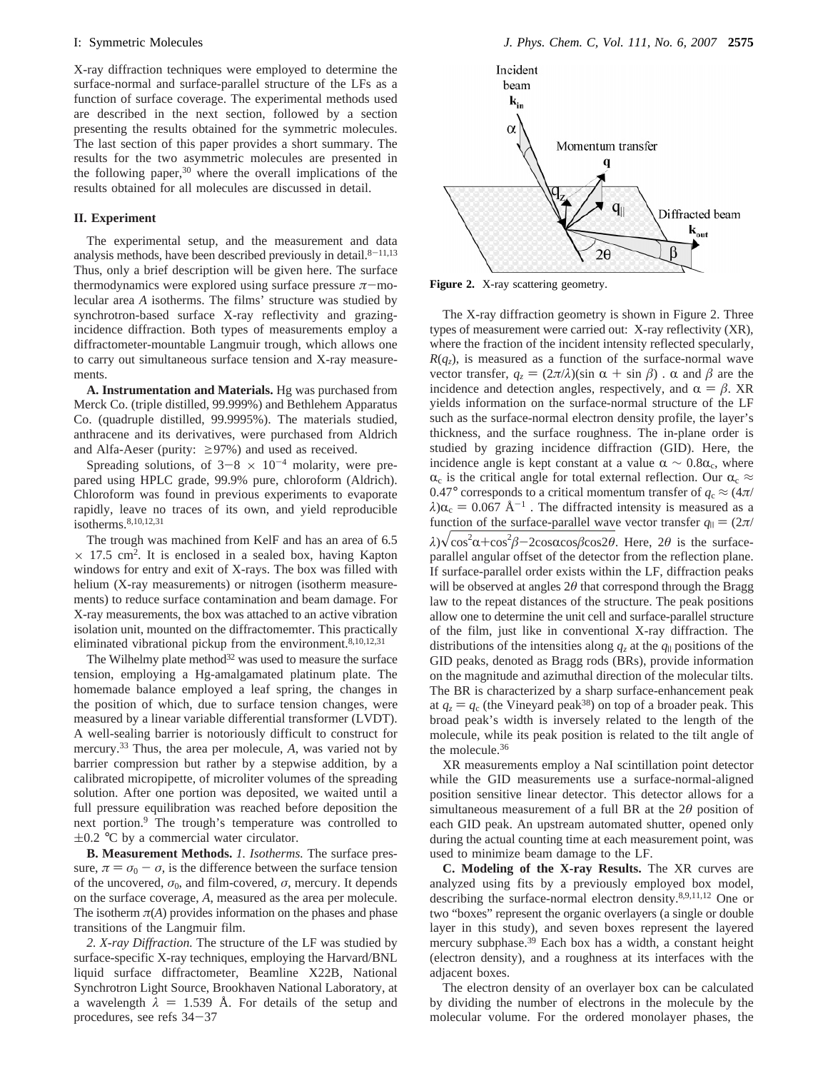X-ray diffraction techniques were employed to determine the surface-normal and surface-parallel structure of the LFs as a function of surface coverage. The experimental methods used are described in the next section, followed by a section presenting the results obtained for the symmetric molecules. The last section of this paper provides a short summary. The results for the two asymmetric molecules are presented in the following paper,[30] where the overall implications of the results obtained for all molecules are discussed in detail.

## II. Experiment

The experimental setup, and the measurement and data analysis methods, have been described previously in detail.[8-11,13] Thus, only a brief description will be given here. The surface thermodynamics were explored using surface pressure $\pi$−molecular area $A$ isotherms. The films' structure was studied by synchrotron-based surface X-ray reflectivity and grazing-incidence diffraction. Both types of measurements employ a diffractometer-mountable Langmuir trough, which allows one to carry out simultaneous surface tension and X-ray measurements.

**A. Instrumentation and Materials.** Hg was purchased from Merck Co. (triple distilled, 99.999%) and Bethlehem Apparatus Co. (quadruple distilled, 99.9995%). The materials studied, anthracene and its derivatives, were purchased from Aldrich and Alfa-Aeser (purity: ≥97%) and used as received.

Spreading solutions, of $3-8 \times 10^{-4}$ molarity, were prepared using HPLC grade, 99.9% pure, chloroform (Aldrich). Chloroform was found in previous experiments to evaporate rapidly, leave no traces of its own, and yield reproducible isotherms.[8,10,12,31]

The trough was machined from KelF and has an area of 6.5 × 17.5 cm$^2$. It is enclosed in a sealed box, having Kapton windows for entry and exit of X-rays. The box was filled with helium (X-ray measurements) or nitrogen (isotherm measurements) to reduce surface contamination and beam damage. For X-ray measurements, the box was attached to an active vibration isolation unit, mounted on the diffractomemter. This practically eliminated vibrational pickup from the environment.[8,10,12,31]

The Wilhelmy plate method[32] was used to measure the surface tension, employing a Hg-amalgamated platinum plate. The homemade balance employed a leaf spring, the changes in the position of which, due to surface tension changes, were measured by a linear variable differential transformer (LVDT). A well-sealing barrier is notoriously difficult to construct for mercury.[33] Thus, the area per molecule, $A$, was varied not by barrier compression but rather by a stepwise addition, by a calibrated micropipette, of microliter volumes of the spreading solution. After one portion was deposited, we waited until a full pressure equilibration was reached before deposition the next portion.[9] The trough's temperature was controlled to ±0.2 °C by a commercial water circulator.

**B. Measurement Methods.** *1. Isotherms.* The surface pressure, $\pi = \sigma_0 - \sigma$, is the difference between the surface tension of the uncovered, $\sigma_0$, and film-covered, $\sigma$, mercury. It depends on the surface coverage, $A$, measured as the area per molecule. The isotherm $\pi(A)$ provides information on the phases and phase transitions of the Langmuir film.

*2. X-ray Diffraction.* The structure of the LF was studied by surface-specific X-ray techniques, employing the Harvard/BNL liquid surface diffractometer, Beamline X22B, National Synchrotron Light Source, Brookhaven National Laboratory, at a wavelength $\lambda$ = 1.539 Å. For details of the setup and procedures, see refs 34−37

**Figure 2.** X-ray scattering geometry.

The X-ray diffraction geometry is shown in Figure 2. Three types of measurement were carried out: X-ray reflectivity (XR), where the fraction of the incident intensity reflected specularly, $R(q_z)$, is measured as a function of the surface-normal wave vector transfer, $q_z = (2\pi/\lambda)(\sin\alpha + \sin\beta)$ . $\alpha$ and $\beta$ are the incidence and detection angles, respectively, and $\alpha = \beta$. XR yields information on the surface-normal structure of the LF such as the surface-normal electron density profile, the layer's thickness, and the surface roughness. The in-plane order is studied by grazing incidence diffraction (GID). Here, the incidence angle is kept constant at a value $\alpha \sim 0.8\alpha_c$, where $\alpha_c$ is the critical angle for total external reflection. Our $\alpha_c \approx 0.47°$ corresponds to a critical momentum transfer of $q_c \approx (4\pi/\lambda)\alpha_c = 0.067$ Å$^{-1}$ . The diffracted intensity is measured as a function of the surface-parallel wave vector transfer $q_{\parallel} = (2\pi/\lambda)\sqrt{\cos^2\alpha + \cos^2\beta - 2\cos\alpha\cos\beta\cos 2\theta}$. Here, $2\theta$ is the surface-parallel angular offset of the detector from the reflection plane. If surface-parallel order exists within the LF, diffraction peaks will be observed at angles $2\theta$ that correspond through the Bragg law to the repeat distances of the structure. The peak positions allow one to determine the unit cell and surface-parallel structure of the film, just like in conventional X-ray diffraction. The distributions of the intensities along $q_z$ at the $q_{\parallel}$ positions of the GID peaks, denoted as Bragg rods (BRs), provide information on the magnitude and azimuthal direction of the molecular tilts. The BR is characterized by a sharp surface-enhancement peak at $q_z = q_c$ (the Vineyard peak[38]) on top of a broader peak. This broad peak's width is inversely related to the length of the molecule, while its peak position is related to the tilt angle of the molecule.[36]

XR measurements employ a NaI scintillation point detector while the GID measurements use a surface-normal-aligned position sensitive linear detector. This detector allows for a simultaneous measurement of a full BR at the $2\theta$ position of each GID peak. An upstream automated shutter, opened only during the actual counting time at each measurement point, was used to minimize beam damage to the LF.

**C. Modeling of the X-ray Results.** The XR curves are analyzed using fits by a previously employed box model, describing the surface-normal electron density.[8,9,11,12] One or two "boxes" represent the organic overlayers (a single or double layer in this study), and seven boxes represent the layered mercury subphase.[39] Each box has a width, a constant height (electron density), and a roughness at its interfaces with the adjacent boxes.

The electron density of an overlayer box can be calculated by dividing the number of electrons in the molecule by the molecular volume. For the ordered monolayer phases, the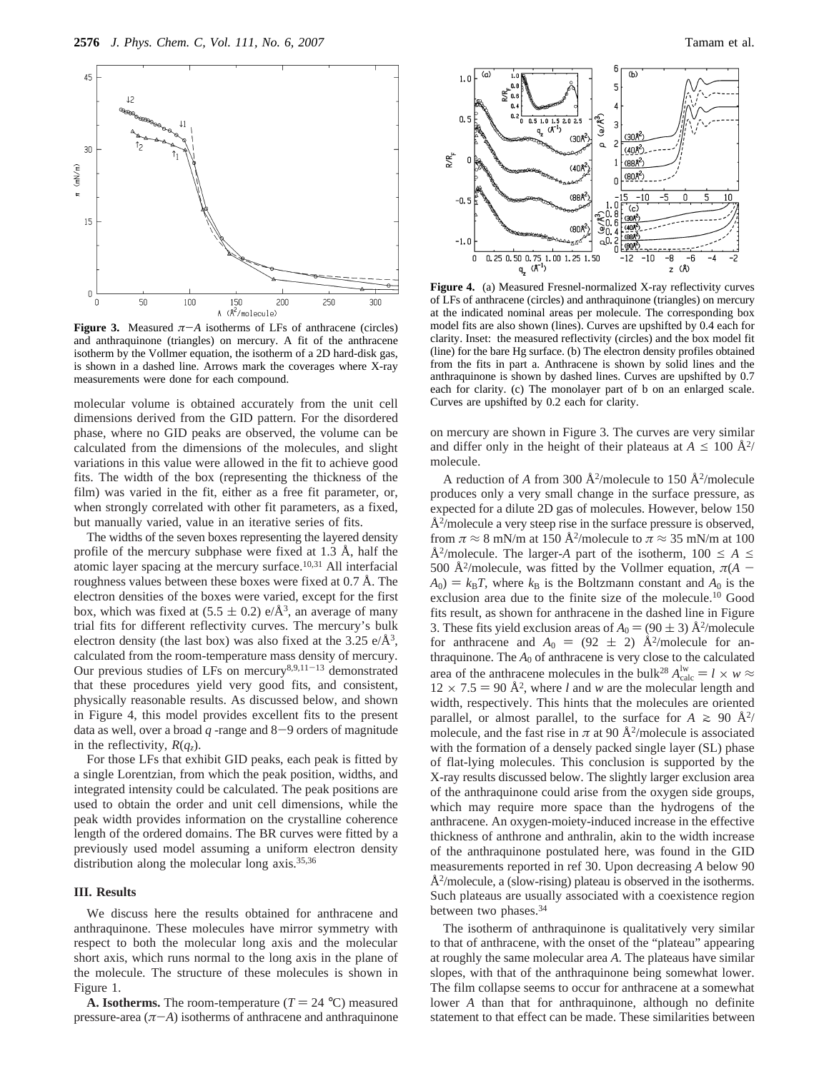**Figure 3.** Measured $\pi$−$A$ isotherms of LFs of anthracene (circles) and anthraquinone (triangles) on mercury. A fit of the anthracene isotherm by the Vollmer equation, the isotherm of a 2D hard-disk gas, is shown in a dashed line. Arrows mark the coverages where X-ray measurements were done for each compound.

**Figure 4.** (a) Measured Fresnel-normalized X-ray reflectivity curves of LFs of anthracene (circles) and anthraquinone (triangles) on mercury at the indicated nominal areas per molecule. The corresponding box model fits are also shown (lines). Curves are upshifted by 0.4 each for clarity. Inset: the measured reflectivity (circles) and the box model fit (line) for the bare Hg surface. (b) The electron density profiles obtained from the fits in part a. Anthracene is shown by solid lines and the anthraquinone is shown by dashed lines. Curves are upshifted by 0.7 each for clarity. (c) The monolayer part of b on an enlarged scale. Curves are upshifted by 0.2 each for clarity.

molecular volume is obtained accurately from the unit cell dimensions derived from the GID pattern. For the disordered phase, where no GID peaks are observed, the volume can be calculated from the dimensions of the molecules, and slight variations in this value were allowed in the fit to achieve good fits. The width of the box (representing the thickness of the film) was varied in the fit, either as a free fit parameter, or, when strongly correlated with other fit parameters, as a fixed, but manually varied, value in an iterative series of fits.

The widths of the seven boxes representing the layered density profile of the mercury subphase were fixed at 1.3 Å, half the atomic layer spacing at the mercury surface.[10,31] All interfacial roughness values between these boxes were fixed at 0.7 Å. The electron densities of the boxes were varied, except for the first box, which was fixed at (5.5 ± 0.2) e/Å$^3$, an average of many trial fits for different reflectivity curves. The mercury's bulk electron density (the last box) was also fixed at the 3.25 e/Å$^3$, calculated from the room-temperature mass density of mercury. Our previous studies of LFs on mercury[8,9,11−13] demonstrated that these procedures yield very good fits, and consistent, physically reasonable results. As discussed below, and shown in Figure 4, this model provides excellent fits to the present data as well, over a broad $q$ -range and 8−9 orders of magnitude in the reflectivity, $R(q_z)$.

For those LFs that exhibit GID peaks, each peak is fitted by a single Lorentzian, from which the peak position, widths, and integrated intensity could be calculated. The peak positions are used to obtain the order and unit cell dimensions, while the peak width provides information on the crystalline coherence length of the ordered domains. The BR curves were fitted by a previously used model assuming a uniform electron density distribution along the molecular long axis.[35,36]

### III. Results

We discuss here the results obtained for anthracene and anthraquinone. These molecules have mirror symmetry with respect to both the molecular long axis and the molecular short axis, which runs normal to the long axis in the plane of the molecule. The structure of these molecules is shown in Figure 1.

**A. Isotherms.** The room-temperature ($T$ = 24 °C) measured pressure-area ($\pi$−$A$) isotherms of anthracene and anthraquinone on mercury are shown in Figure 3. The curves are very similar and differ only in the height of their plateaus at $A \leq 100$ Å$^2$/molecule.

A reduction of $A$ from 300 Å$^2$/molecule to 150 Å$^2$/molecule produces only a very small change in the surface pressure, as expected for a dilute 2D gas of molecules. However, below 150 Å$^2$/molecule a very steep rise in the surface pressure is observed, from $\pi \approx 8$ mN/m at 150 Å$^2$/molecule to $\pi \approx 35$ mN/m at 100 Å$^2$/molecule. The larger-$A$ part of the isotherm, $100 \leq A \leq 500$ Å$^2$/molecule, was fitted by the Vollmer equation, $\pi(A - A_0) = k_BT$, where $k_B$ is the Boltzmann constant and $A_0$ is the exclusion area due to the finite size of the molecule.[10] Good fits result, as shown for anthracene in the dashed line in Figure 3. These fits yield exclusion areas of $A_0$ = (90 ± 3) Å$^2$/molecule for anthracene and $A_0$ = (92 ± 2) Å$^2$/molecule for anthraquinone. The $A_0$ of anthracene is very close to the calculated area of the anthracene molecules in the bulk[28] $A_{calc}^{lw} = l \times w \approx 12 \times 7.5 = 90$ Å$^2$, where $l$ and $w$ are the molecular length and width, respectively. This hints that the molecules are oriented parallel, or almost parallel, to the surface for $A \gtrsim 90$ Å$^2$/molecule, and the fast rise in $\pi$ at 90 Å$^2$/molecule is associated with the formation of a densely packed single layer (SL) phase of flat-lying molecules. This conclusion is supported by the X-ray results discussed below. The slightly larger exclusion area of the anthraquinone could arise from the oxygen side groups, which may require more space than the hydrogens of the anthracene. An oxygen-moiety-induced increase in the effective thickness of anthrone and anthralin, akin to the width increase of the anthraquinone postulated here, was found in the GID measurements reported in ref 30. Upon decreasing $A$ below 90 Å$^2$/molecule, a (slow-rising) plateau is observed in the isotherms. Such plateaus are usually associated with a coexistence region between two phases.[34]

The isotherm of anthraquinone is qualitatively very similar to that of anthracene, with the onset of the "plateau" appearing at roughly the same molecular area $A$. The plateaus have similar slopes, with that of the anthraquinone being somewhat lower. The film collapse seems to occur for anthracene at a somewhat lower $A$ than that for anthraquinone, although no definite statement to that effect can be made. These similarities between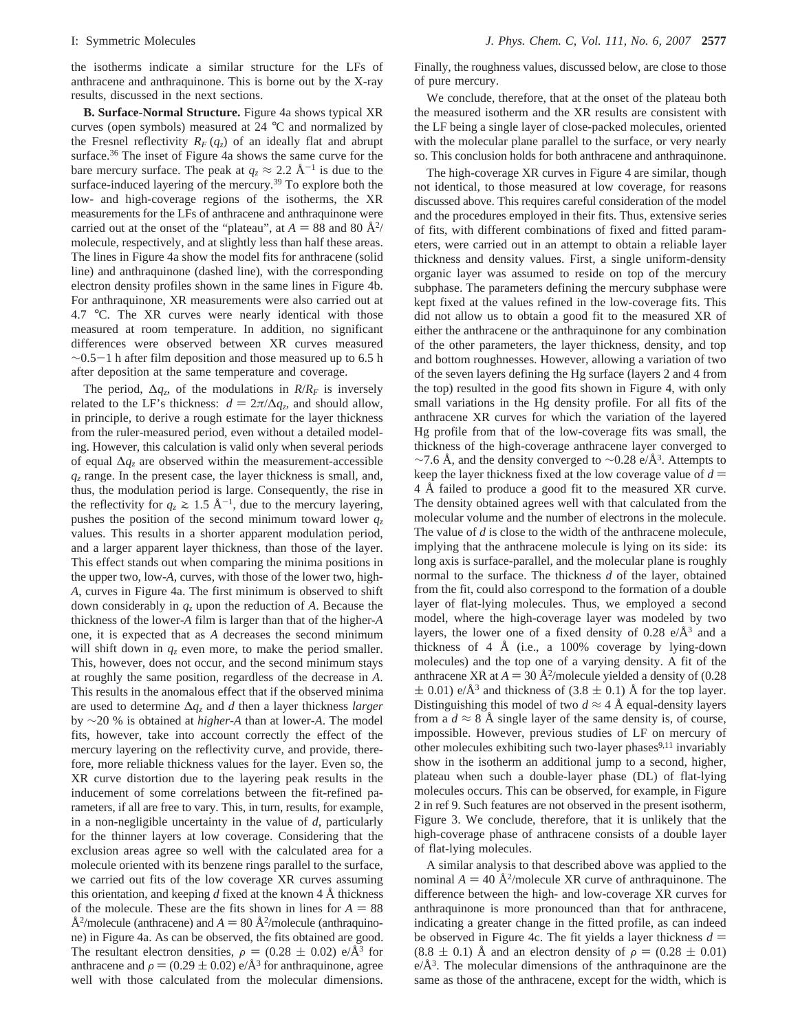the isotherms indicate a similar structure for the LFs of anthracene and anthraquinone. This is borne out by the X-ray results, discussed in the next sections.

**B. Surface-Normal Structure.** Figure 4a shows typical XR curves (open symbols) measured at 24 °C and normalized by the Fresnel reflectivity $R_F(q_z)$ of an ideally flat and abrupt surface.[36] The inset of Figure 4a shows the same curve for the bare mercury surface. The peak at $q_z \approx 2.2$ Å$^{-1}$ is due to the surface-induced layering of the mercury.[39] To explore both the low- and high-coverage regions of the isotherms, the XR measurements for the LFs of anthracene and anthraquinone were carried out at the onset of the "plateau", at $A = 88$ and 80 Å$^2$/molecule, respectively, and at slightly less than half these areas. The lines in Figure 4a show the model fits for anthracene (solid line) and anthraquinone (dashed line), with the corresponding electron density profiles shown in the same lines in Figure 4b. For anthraquinone, XR measurements were also carried out at 4.7 °C. The XR curves were nearly identical with those measured at room temperature. In addition, no significant differences were observed between XR curves measured ~0.5−1 h after film deposition and those measured up to 6.5 h after deposition at the same temperature and coverage.

The period, $\Delta q_z$, of the modulations in $R/R_F$ is inversely related to the LF's thickness: $d = 2\pi/\Delta q_z$, and should allow, in principle, to derive a rough estimate for the layer thickness from the ruler-measured period, even without a detailed modeling. However, this calculation is valid only when several periods of equal $\Delta q_z$ are observed within the measurement-accessible $q_z$ range. In the present case, the layer thickness is small, and, thus, the modulation period is large. Consequently, the rise in the reflectivity for $q_z \gtrsim 1.5$ Å$^{-1}$, due to the mercury layering, pushes the position of the second minimum toward lower $q_z$ values. This results in a shorter apparent modulation period, and a larger apparent layer thickness, than those of the layer. This effect stands out when comparing the minima positions in the upper two, low-*A*, curves, with those of the lower two, high-*A*, curves in Figure 4a. The first minimum is observed to shift down considerably in $q_z$ upon the reduction of *A*. Because the thickness of the lower-*A* film is larger than that of the higher-*A* one, it is expected that as *A* decreases the second minimum will shift down in $q_z$ even more, to make the period smaller. This, however, does not occur, and the second minimum stays at roughly the same position, regardless of the decrease in *A*. This results in the anomalous effect that if the observed minima are used to determine $\Delta q_z$ and *d* then a layer thickness *larger* by ~20 % is obtained at *higher-A* than at lower-*A*. The model fits, however, take into account correctly the effect of the mercury layering on the reflectivity curve, and provide, therefore, more reliable thickness values for the layer. Even so, the XR curve distortion due to the layering peak results in the inducement of some correlations between the fit-refined parameters, if all are free to vary. This, in turn, results, for example, in a non-negligible uncertainty in the value of *d*, particularly for the thinner layers at low coverage. Considering that the exclusion areas agree so well with the calculated area for a molecule oriented with its benzene rings parallel to the surface, we carried out fits of the low coverage XR curves assuming this orientation, and keeping *d* fixed at the known 4 Å thickness of the molecule. These are the fits shown in lines for $A = 88$ Å$^2$/molecule (anthracene) and $A = 80$ Å$^2$/molecule (anthraquinone) in Figure 4a. As can be observed, the fits obtained are good. The resultant electron densities, $\rho = (0.28 \pm 0.02)$ e/Å$^3$ for anthracene and $\rho = (0.29 \pm 0.02)$ e/Å$^3$ for anthraquinone, agree well with those calculated from the molecular dimensions. Finally, the roughness values, discussed below, are close to those of pure mercury.

We conclude, therefore, that at the onset of the plateau both the measured isotherm and the XR results are consistent with the LF being a single layer of close-packed molecules, oriented with the molecular plane parallel to the surface, or very nearly so. This conclusion holds for both anthracene and anthraquinone.

The high-coverage XR curves in Figure 4 are similar, though not identical, to those measured at low coverage, for reasons discussed above. This requires careful consideration of the model and the procedures employed in their fits. Thus, extensive series of fits, with different combinations of fixed and fitted parameters, were carried out in an attempt to obtain a reliable layer thickness and density values. First, a single uniform-density organic layer was assumed to reside on top of the mercury subphase. The parameters defining the mercury subphase were kept fixed at the values refined in the low-coverage fits. This did not allow us to obtain a good fit to the measured XR of either the anthracene or the anthraquinone for any combination of the other parameters, the layer thickness, density, and top and bottom roughnesses. However, allowing a variation of two of the seven layers defining the Hg surface (layers 2 and 4 from the top) resulted in the good fits shown in Figure 4, with only small variations in the Hg density profile. For all fits of the anthracene XR curves for which the variation of the layered Hg profile from that of the low-coverage fits was small, the thickness of the high-coverage anthracene layer converged to ~7.6 Å, and the density converged to ~0.28 e/Å$^3$. Attempts to keep the layer thickness fixed at the low coverage value of $d = 4$ Å failed to produce a good fit to the measured XR curve. The density obtained agrees well with that calculated from the molecular volume and the number of electrons in the molecule. The value of *d* is close to the width of the anthracene molecule, implying that the anthracene molecule is lying on its side: its long axis is surface-parallel, and the molecular plane is roughly normal to the surface. The thickness *d* of the layer, obtained from the fit, could also correspond to the formation of a double layer of flat-lying molecules. Thus, we employed a second model, where the high-coverage layer was modeled by two layers, the lower one of a fixed density of 0.28 e/Å$^3$ and a thickness of 4 Å (i.e., a 100% coverage by lying-down molecules) and the top one of a varying density. A fit of the anthracene XR at $A = 30$ Å$^2$/molecule yielded a density of (0.28 ± 0.01) e/Å$^3$ and thickness of (3.8 ± 0.1) Å for the top layer. Distinguishing this model of two $d \approx 4$ Å equal-density layers from a $d \approx 8$ Å single layer of the same density is, of course, impossible. However, previous studies of LF on mercury of other molecules exhibiting such two-layer phases[9,11] invariably show in the isotherm an additional jump to a second, higher, plateau when such a double-layer phase (DL) of flat-lying molecules occurs. This can be observed, for example, in Figure 2 in ref 9. Such features are not observed in the present isotherm, Figure 3. We conclude, therefore, that it is unlikely that the high-coverage phase of anthracene consists of a double layer of flat-lying molecules.

A similar analysis to that described above was applied to the nominal $A = 40$ Å$^2$/molecule XR curve of anthraquinone. The difference between the high- and low-coverage XR curves for anthraquinone is more pronounced than that for anthracene, indicating a greater change in the fitted profile, as can indeed be observed in Figure 4c. The fit yields a layer thickness $d = (8.8 \pm 0.1)$ Å and an electron density of $\rho = (0.28 \pm 0.01)$ e/Å$^3$. The molecular dimensions of the anthraquinone are the same as those of the anthracene, except for the width, which is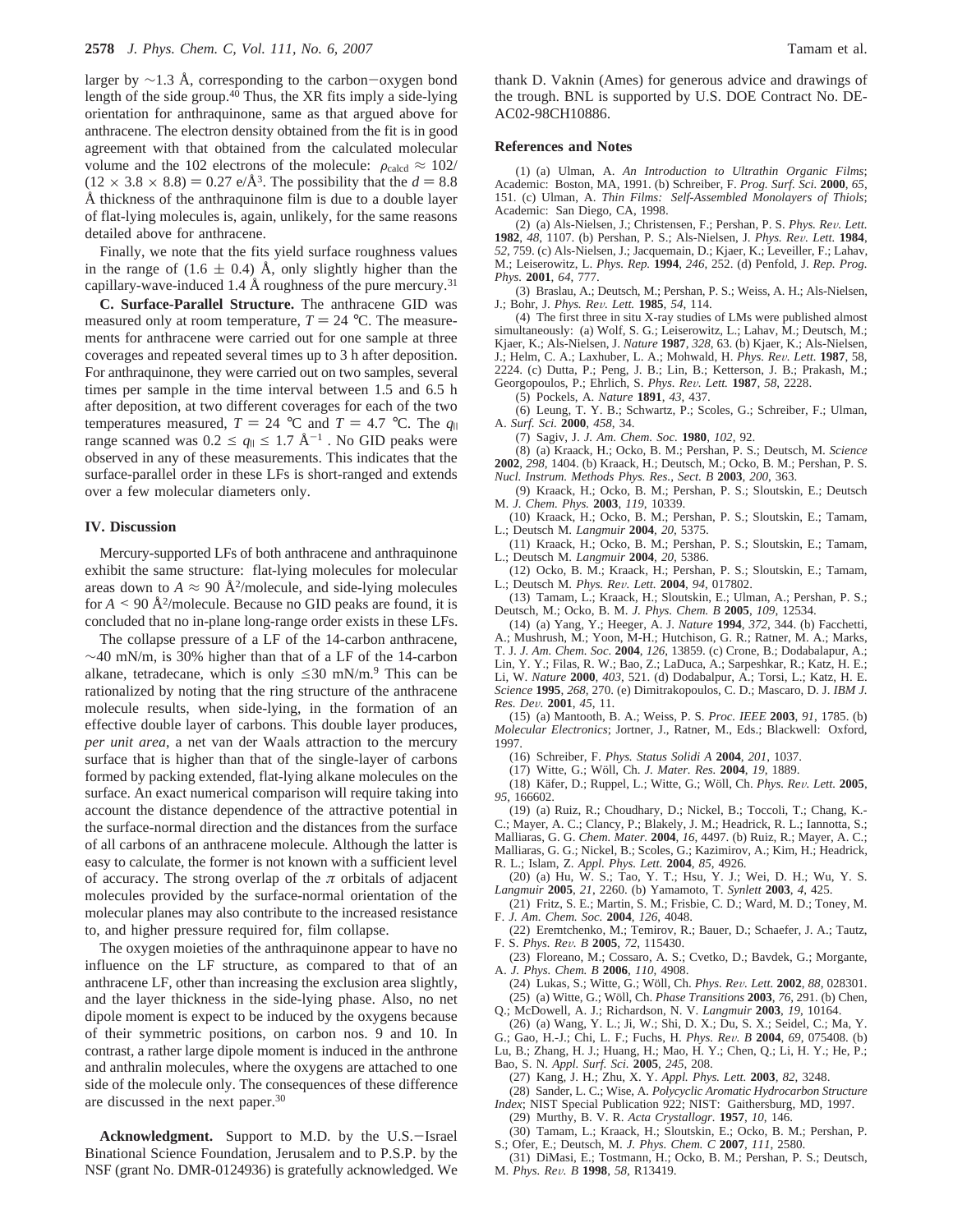larger by ~1.3 Å, corresponding to the carbon−oxygen bond length of the side group.[40] Thus, the XR fits imply a side-lying orientation for anthraquinone, same as that argued above for anthracene. The electron density obtained from the fit is in good agreement with that obtained from the calculated molecular volume and the 102 electrons of the molecule: $\rho_{calcd} \approx 102/(12 \times 3.8 \times 8.8) = 0.27$ e/Å$^3$. The possibility that the $d = 8.8$ Å thickness of the anthraquinone film is due to a double layer of flat-lying molecules is, again, unlikely, for the same reasons detailed above for anthracene.

Finally, we note that the fits yield surface roughness values in the range of (1.6 ± 0.4) Å, only slightly higher than the capillary-wave-induced 1.4 Å roughness of the pure mercury.[31]

**C. Surface-Parallel Structure.** The anthracene GID was measured only at room temperature, $T = 24$ °C. The measurements for anthracene were carried out for one sample at three coverages and repeated several times up to 3 h after deposition. For anthraquinone, they were carried out on two samples, several times per sample in the time interval between 1.5 and 6.5 h after deposition, at two different coverages for each of the two temperatures measured, $T = 24$ °C and $T = 4.7$ °C. The $q_{\|}$ range scanned was $0.2 \le q_{\|} \le 1.7$ Å$^{-1}$ . No GID peaks were observed in any of these measurements. This indicates that the surface-parallel order in these LFs is short-ranged and extends over a few molecular diameters only.

## IV. Discussion

Mercury-supported LFs of both anthracene and anthraquinone exhibit the same structure: flat-lying molecules for molecular areas down to $A \approx 90$ Å$^2$/molecule, and side-lying molecules for $A < 90$ Å$^2$/molecule. Because no GID peaks are found, it is concluded that no in-plane long-range order exists in these LFs.

The collapse pressure of a LF of the 14-carbon anthracene, ~40 mN/m, is 30% higher than that of a LF of the 14-carbon alkane, tetradecane, which is only ≤30 mN/m.[9] This can be rationalized by noting that the ring structure of the anthracene molecule results, when side-lying, in the formation of an effective double layer of carbons. This double layer produces, *per unit area*, a net van der Waals attraction to the mercury surface that is higher than that of the single-layer of carbons formed by packing extended, flat-lying alkane molecules on the surface. An exact numerical comparison will require taking into account the distance dependence of the attractive potential in the surface-normal direction and the distances from the surface of all carbons of an anthracene molecule. Although the latter is easy to calculate, the former is not known with a sufficient level of accuracy. The strong overlap of the $\pi$ orbitals of adjacent molecules provided by the surface-normal orientation of the molecular planes may also contribute to the increased resistance to, and higher pressure required for, film collapse.

The oxygen moieties of the anthraquinone appear to have no influence on the LF structure, as compared to that of an anthracene LF, other than increasing the exclusion area slightly, and the layer thickness in the side-lying phase. Also, no net dipole moment is expect to be induced by the oxygens because of their symmetric positions, on carbon nos. 9 and 10. In contrast, a rather large dipole moment is induced in the anthrone and anthralin molecules, where the oxygens are attached to one side of the molecule only. The consequences of these difference are discussed in the next paper.[30]

**Acknowledgment.** Support to M.D. by the U.S.−Israel Binational Science Foundation, Jerusalem and to P.S.P. by the NSF (grant No. DMR-0124936) is gratefully acknowledged. We thank D. Vaknin (Ames) for generous advice and drawings of the trough. BNL is supported by U.S. DOE Contract No. DE-AC02-98CH10886.

### References and Notes

(1) (a) Ulman, A. *An Introduction to Ultrathin Organic Films*; Academic: Boston, MA, 1991. (b) Schreiber, F. *Prog. Surf. Sci.* **2000**, *65*, 151. (c) Ulman, A. *Thin Films: Self-Assembled Monolayers of Thiols*; Academic: San Diego, CA, 1998.

(2) (a) Als-Nielsen, J.; Christensen, F.; Pershan, P. S. *Phys. Rev. Lett.* **1982**, *48*, 1107. (b) Pershan, P. S.; Als-Nielsen, J. *Phys. Rev. Lett.* **1984**, *52*, 759. (c) Als-Nielsen, J.; Jacquemain, D.; Kjaer, K.; Leveiller, F.; Lahav, M.; Leiserowitz, L. *Phys. Rep.* **1994**, *246*, 252. (d) Penfold, J. *Rep. Prog. Phys.* **2001**, *64*, 777.

(3) Braslau, A.; Deutsch, M.; Pershan, P. S.; Weiss, A. H.; Als-Nielsen, J.; Bohr, J. *Phys. Rev. Lett.* **1985**, *54*, 114.

(4) The first three in situ X-ray studies of LMs were published almost simultaneously: (a) Wolf, S. G.; Leiserowitz, L.; Lahav, M.; Deutsch, M.; Kjaer, K.; Als-Nielsen, J. *Nature* **1987**, *328*, 63. (b) Kjaer, K.; Als-Nielsen, J.; Helm, C. A.; Laxhuber, L. A.; Mohwald, H. *Phys. Rev. Lett.* **1987**, 58, 2224. (c) Dutta, P.; Peng, J. B.; Lin, B.; Ketterson, J. B.; Prakash, M.; Georgopoulos, P.; Ehrlich, S. *Phys. Rev. Lett.* **1987**, *58*, 2228.

(5) Pockels, A. *Nature* **1891**, *43*, 437.

(6) Leung, T. Y. B.; Schwartz, P.; Scoles, G.; Schreiber, F.; Ulman, A. *Surf. Sci.* **2000**, *458*, 34.

(7) Sagiv, J. *J. Am. Chem. Soc.* **1980**, *102*, 92.

(8) (a) Kraack, H.; Ocko, B. M.; Pershan, P. S.; Deutsch, M. *Science* **2002**, *298*, 1404. (b) Kraack, H.; Deutsch, M.; Ocko, B. M.; Pershan, P. S. *Nucl. Instrum. Methods Phys. Res., Sect. B* **2003**, *200*, 363.

(9) Kraack, H.; Ocko, B. M.; Pershan, P. S.; Sloutskin, E.; Deutsch M. *J. Chem. Phys.* **2003**, *119*, 10339.

(10) Kraack, H.; Ocko, B. M.; Pershan, P. S.; Sloutskin, E.; Tamam, L.; Deutsch M. *Langmuir* **2004**, *20*, 5375.

(11) Kraack, H.; Ocko, B. M.; Pershan, P. S.; Sloutskin, E.; Tamam, L.; Deutsch M. *Langmuir* **2004**, *20*, 5386.

(12) Ocko, B. M.; Kraack, H.; Pershan, P. S.; Sloutskin, E.; Tamam, L.; Deutsch M. *Phys. Rev. Lett.* **2004**, *94*, 017802.

(13) Tamam, L.; Kraack, H.; Sloutskin, E.; Ulman, A.; Pershan, P. S.; Deutsch, M.; Ocko, B. M. *J. Phys. Chem. B* **2005**, *109*, 12534.

(14) (a) Yang, Y.; Heeger, A. J. *Nature* **1994**, *372*, 344. (b) Facchetti, A.; Mushrush, M.; Yoon, M-H.; Hutchison, G. R.; Ratner, M. A.; Marks, T. J. *J. Am. Chem. Soc.* **2004**, *126*, 13859. (c) Crone, B.; Dodabalapur, A.; Lin, Y. Y.; Filas, R. W.; Bao, Z.; LaDuca, A.; Sarpeshkar, R.; Katz, H. E.; Li, W. *Nature* **2000**, *403*, 521. (d) Dodabalpur, A.; Torsi, L.; Katz, H. E. *Science* **1995**, *268*, 270. (e) Dimitrakopoulos, C. D.; Mascaro, D. J. *IBM J. Res. Dev.* **2001**, *45*, 11.

(15) (a) Mantooth, B. A.; Weiss, P. S. *Proc. IEEE* **2003**, *91*, 1785. (b) *Molecular Electronics*; Jortner, J., Ratner, M., Eds.; Blackwell: Oxford, 1997.

(16) Schreiber, F. *Phys. Status Solidi A* **2004**, *201*, 1037.

(17) Witte, G.; Wöll, Ch. *J. Mater. Res.* **2004**, *19*, 1889.

(18) Käfer, D.; Ruppel, L.; Witte, G.; Wöll, Ch. *Phys. Rev. Lett.* **2005**, *95*, 166602.

(19) (a) Ruiz, R.; Choudhary, D.; Nickel, B.; Toccoli, T.; Chang, K.-C.; Mayer, A. C.; Clancy, P.; Blakely, J. M.; Headrick, R. L.; Iannotta, S.; Malliaras, G. G. *Chem. Mater.* **2004**, *16*, 4497. (b) Ruiz, R.; Mayer, A. C.; Malliaras, G. G.; Nickel, B.; Scoles, G.; Kazimirov, A.; Kim, H.; Headrick, R. L.; Islam, Z. *Appl. Phys. Lett.* **2004**, *85*, 4926.

(20) (a) Hu, W. S.; Tao, Y. T.; Hsu, Y. J.; Wei, D. H.; Wu, Y. S. *Langmuir* **2005**, *21*, 2260. (b) Yamamoto, T. *Synlett* **2003**, *4*, 425.

(21) Fritz, S. E.; Martin, S. M.; Frisbie, C. D.; Ward, M. D.; Toney, M. F. *J. Am. Chem. Soc.* **2004**, *126*, 4048.

(22) Eremtchenko, M.; Temirov, R.; Bauer, D.; Schaefer, J. A.; Tautz, F. S. *Phys. Rev. B* **2005**, *72*, 115430.

(23) Floreano, M.; Cossaro, A. S.; Cvetko, D.; Bavdek, G.; Morgante, A. *J. Phys. Chem. B* **2006**, *110*, 4908.

(24) Lukas, S.; Witte, G.; Wöll, Ch. *Phys. Rev. Lett.* **2002**, *88*, 028301.

(25) (a) Witte, G.; Wöll, Ch. *Phase Transitions* **2003**, *76*, 291. (b) Chen, Q.; McDowell, A. J.; Richardson, N. V. *Langmuir* **2003**, *19*, 10164.

(26) (a) Wang, Y. L.; Ji, W.; Shi, D. X.; Du, S. X.; Seidel, C.; Ma, Y. G.; Gao, H.-J.; Chi, L. F.; Fuchs, H. *Phys. Rev. B* **2004**, *69*, 075408. (b) Lu, B.; Zhang, H. J.; Huang, H.; Mao, H. Y.; Chen, Q.; Li, H. Y.; He, P.; Bao, S. N. *Appl. Surf. Sci.* **2005**, *245*, 208.

(27) Kang, J. H.; Zhu, X. Y. *Appl. Phys. Lett.* **2003**, *82*, 3248.

(28) Sander, L. C.; Wise, A. *Polycyclic Aromatic Hydrocarbon Structure Index*; NIST Special Publication 922; NIST: Gaithersburg, MD, 1997.

(29) Murthy, B. V. R. *Acta Crystallogr.* **1957**, *10*, 146.

(30) Tamam, L.; Kraack, H.; Sloutskin, E.; Ocko, B. M.; Pershan, P. S.; Ofer, E.; Deutsch, M. *J. Phys. Chem. C* **2007**, *111*, 2580.

(31) DiMasi, E.; Tostmann, H.; Ocko, B. M.; Pershan, P. S.; Deutsch, M. *Phys. Rev. B* **1998**, *58*, R13419.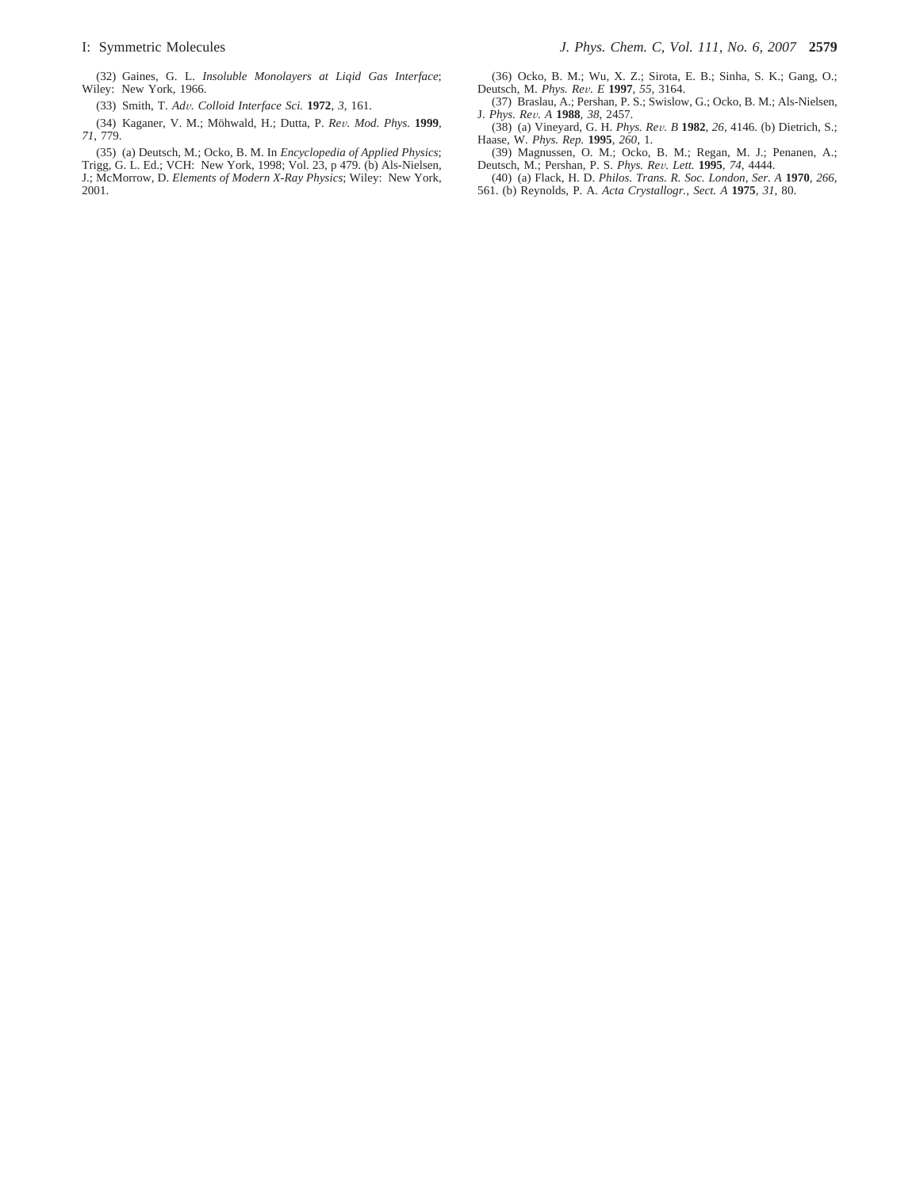(32) Gaines, G. L. *Insoluble Monolayers at Liqid Gas Interface*; Wiley: New York, 1966.

(33) Smith, T. *Adv. Colloid Interface Sci.* **1972**, *3*, 161.

(34) Kaganer, V. M.; Möhwald, H.; Dutta, P. *Rev. Mod. Phys.* **1999**, *71*, 779.

(35) (a) Deutsch, M.; Ocko, B. M. In *Encyclopedia of Applied Physics*; Trigg, G. L. Ed.; VCH: New York, 1998; Vol. 23, p 479. (b) Als-Nielsen, J.; McMorrow, D. *Elements of Modern X-Ray Physics*; Wiley: New York, 2001.

(36) Ocko, B. M.; Wu, X. Z.; Sirota, E. B.; Sinha, S. K.; Gang, O.; Deutsch, M. *Phys. Rev. E* **1997**, *55*, 3164.

(37) Braslau, A.; Pershan, P. S.; Swislow, G.; Ocko, B. M.; Als-Nielsen, J. *Phys. Rev. A* **1988**, *38*, 2457.

(38) (a) Vineyard, G. H. *Phys. Rev. B* **1982**, *26*, 4146. (b) Dietrich, S.; Haase, W. *Phys. Rep.* **1995**, *260*, 1.

(39) Magnussen, O. M.; Ocko, B. M.; Regan, M. J.; Penanen, A.; Deutsch, M.; Pershan, P. S. *Phys. Rev. Lett.* **1995**, *74*, 4444.

(40) (a) Flack, H. D. *Philos. Trans. R. Soc. London, Ser. A* **1970**, *266*, 561. (b) Reynolds, P. A. *Acta Crystallogr., Sect. A* **1975**, *31*, 80.